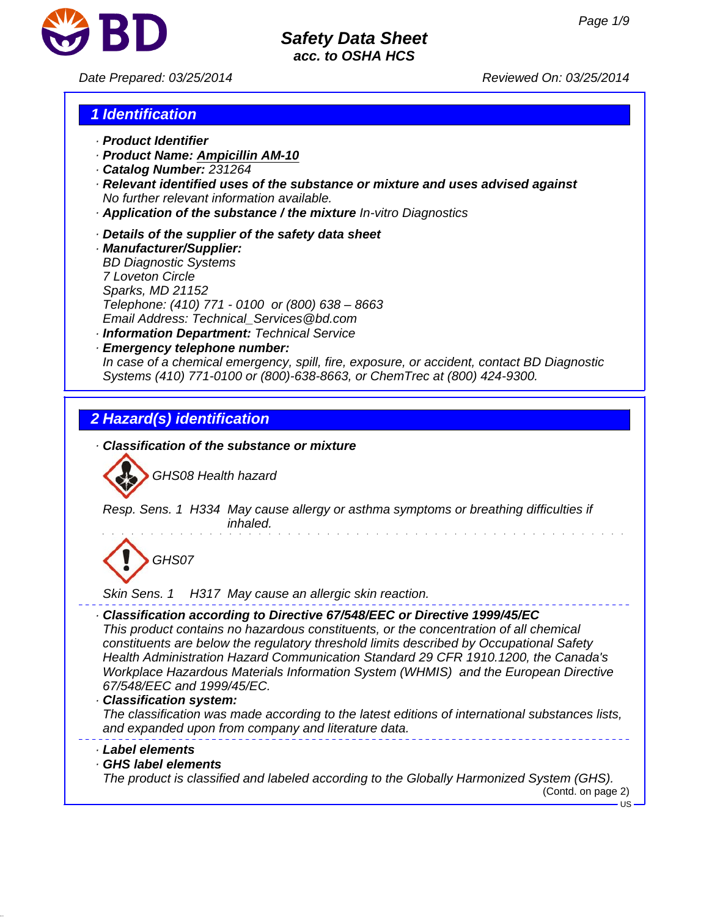# Safety Data Sheet
### acc. to OSHA HCS

Date Prepared: 03/25/2014 Reviewed On: 03/25/2014

## 1 Identification

- **Product Identifier**
- **Product Name: Ampicillin AM-10**
- **Catalog Number:** 231264
- **Relevant identified uses of the substance or mixture and uses advised against**
  No further relevant information available.
- **Application of the substance / the mixture** In-vitro Diagnostics
- **Details of the supplier of the safety data sheet**
- **Manufacturer/Supplier:**
  BD Diagnostic Systems
  7 Loveton Circle
  Sparks, MD 21152
  Telephone: (410) 771 - 0100 or (800) 638 – 8663
  Email Address: Technical_Services@bd.com
- **Information Department:** Technical Service
- **Emergency telephone number:**
  In case of a chemical emergency, spill, fire, exposure, or accident, contact BD Diagnostic Systems (410) 771-0100 or (800)-638-8663, or ChemTrec at (800) 424-9300.

## 2 Hazard(s) identification

- **Classification of the substance or mixture**

GHS08 Health hazard

Resp. Sens. 1 H334 May cause allergy or asthma symptoms or breathing difficulties if inhaled.

GHS07

Skin Sens. 1 H317 May cause an allergic skin reaction.

- **Classification according to Directive 67/548/EEC or Directive 1999/45/EC**
  This product contains no hazardous constituents, or the concentration of all chemical constituents are below the regulatory threshold limits described by Occupational Safety Health Administration Hazard Communication Standard 29 CFR 1910.1200, the Canada's Workplace Hazardous Materials Information System (WHMIS) and the European Directive 67/548/EEC and 1999/45/EC.
- **Classification system:**
  The classification was made according to the latest editions of international substances lists, and expanded upon from company and literature data.
- **Label elements**
- **GHS label elements**
  The product is classified and labeled according to the Globally Harmonized System (GHS).

(Contd. on page 2)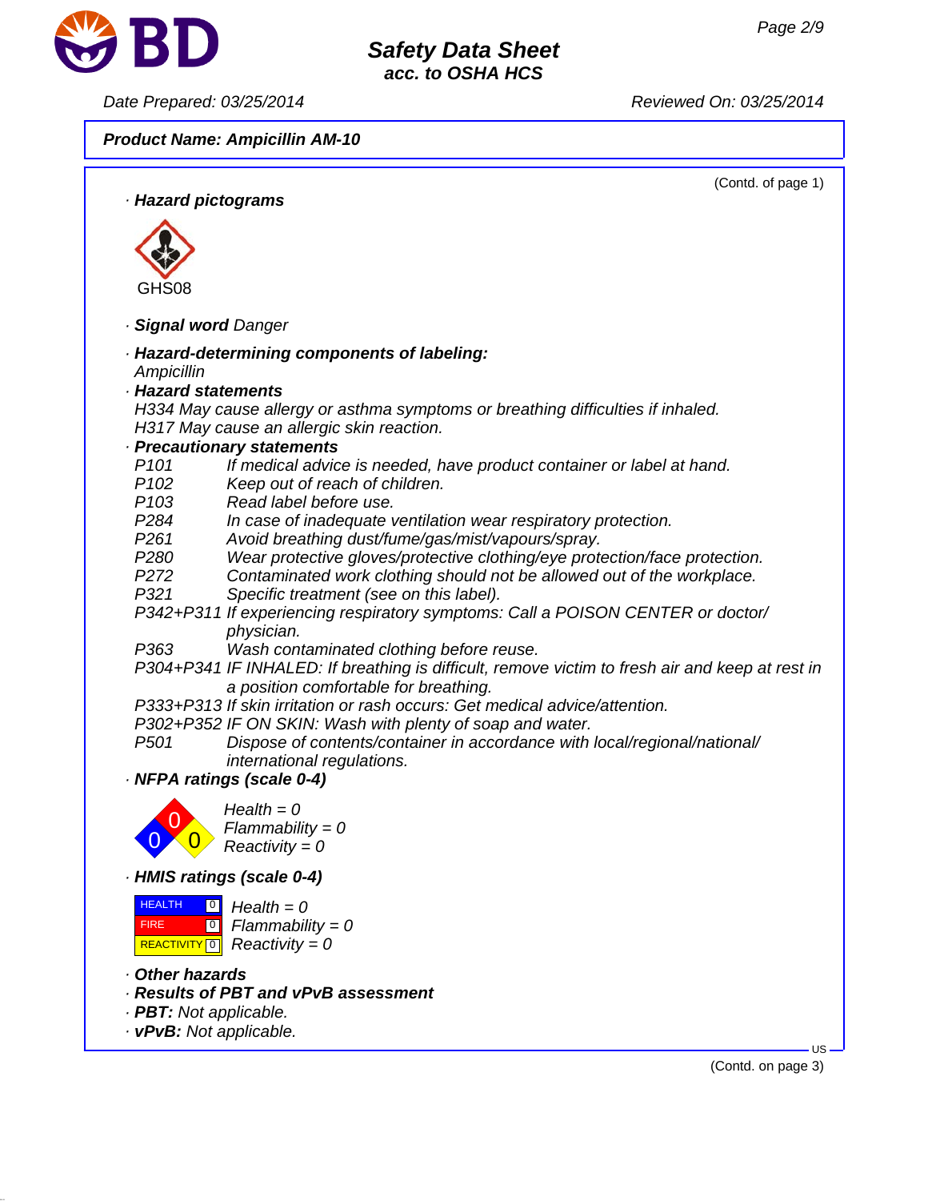**Product Name: Ampicillin AM-10**

(Contd. of page 1)

· **Hazard pictograms**

GHS08

· **Signal word** Danger

· **Hazard-determining components of labeling:**
Ampicillin

· **Hazard statements**
H334 May cause allergy or asthma symptoms or breathing difficulties if inhaled.
H317 May cause an allergic skin reaction.

· **Precautionary statements**

P101 If medical advice is needed, have product container or label at hand.
P102 Keep out of reach of children.
P103 Read label before use.
P284 In case of inadequate ventilation wear respiratory protection.
P261 Avoid breathing dust/fume/gas/mist/vapours/spray.
P280 Wear protective gloves/protective clothing/eye protection/face protection.
P272 Contaminated work clothing should not be allowed out of the workplace.
P321 Specific treatment (see on this label).
P342+P311 If experiencing respiratory symptoms: Call a POISON CENTER or doctor/physician.
P363 Wash contaminated clothing before reuse.
P304+P341 IF INHALED: If breathing is difficult, remove victim to fresh air and keep at rest in a position comfortable for breathing.
P333+P313 If skin irritation or rash occurs: Get medical advice/attention.
P302+P352 IF ON SKIN: Wash with plenty of soap and water.
P501 Dispose of contents/container in accordance with local/regional/national/international regulations.

· **NFPA ratings (scale 0-4)**

Health = 0
Flammability = 0
Reactivity = 0

· **HMIS ratings (scale 0-4)**

| | | |
|---|---|---|
| HEALTH | 0 | Health = 0 |
| FIRE | 0 | Flammability = 0 |
| REACTIVITY | 0 | Reactivity = 0 |

· **Other hazards**
· **Results of PBT and vPvB assessment**
· **PBT:** Not applicable.
· **vPvB:** Not applicable.

(Contd. on page 3)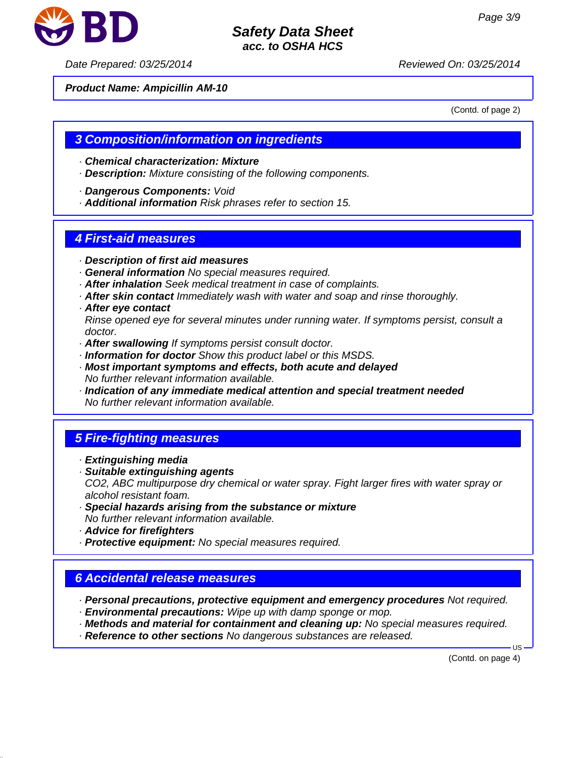**Product Name: Ampicillin AM-10**

(Contd. of page 2)

## 3 Composition/information on ingredients

· **Chemical characterization: Mixture**
· **Description:** Mixture consisting of the following components.

· **Dangerous Components:** Void
· **Additional information** Risk phrases refer to section 15.

## 4 First-aid measures

· **Description of first aid measures**
· **General information** No special measures required.
· **After inhalation** Seek medical treatment in case of complaints.
· **After skin contact** Immediately wash with water and soap and rinse thoroughly.
· **After eye contact**
Rinse opened eye for several minutes under running water. If symptoms persist, consult a doctor.
· **After swallowing** If symptoms persist consult doctor.
· **Information for doctor** Show this product label or this MSDS.
· **Most important symptoms and effects, both acute and delayed**
No further relevant information available.
· **Indication of any immediate medical attention and special treatment needed**
No further relevant information available.

## 5 Fire-fighting measures

· **Extinguishing media**
· **Suitable extinguishing agents**
$CO_2$, ABC multipurpose dry chemical or water spray. Fight larger fires with water spray or alcohol resistant foam.
· **Special hazards arising from the substance or mixture**
No further relevant information available.
· **Advice for firefighters**
· **Protective equipment:** No special measures required.

## 6 Accidental release measures

· **Personal precautions, protective equipment and emergency procedures** Not required.
· **Environmental precautions:** Wipe up with damp sponge or mop.
· **Methods and material for containment and cleaning up:** No special measures required.
· **Reference to other sections** No dangerous substances are released.

(Contd. on page 4)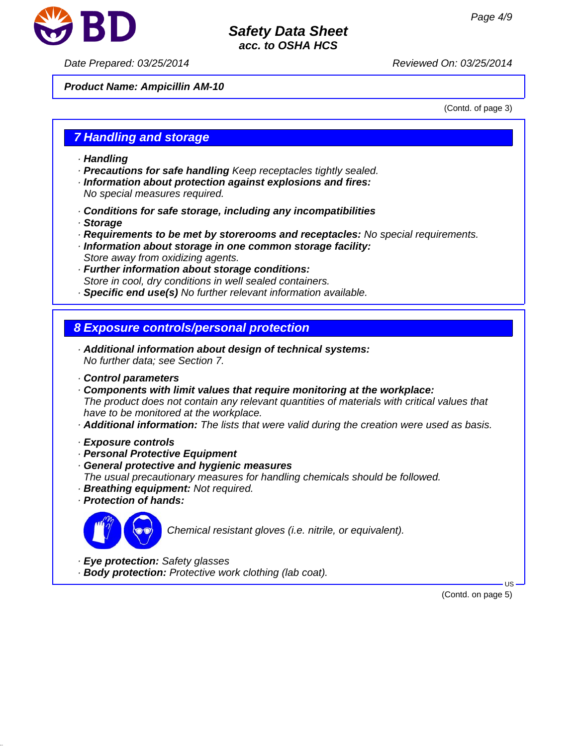**Product Name: Ampicillin AM-10**

(Contd. of page 3)

## 7 Handling and storage

· **Handling**
· **Precautions for safe handling** Keep receptacles tightly sealed.
· **Information about protection against explosions and fires:**
No special measures required.

· **Conditions for safe storage, including any incompatibilities**
· **Storage**
· **Requirements to be met by storerooms and receptacles:** No special requirements.
· **Information about storage in one common storage facility:**
Store away from oxidizing agents.
· **Further information about storage conditions:**
Store in cool, dry conditions in well sealed containers.
· **Specific end use(s)** No further relevant information available.

## 8 Exposure controls/personal protection

· **Additional information about design of technical systems:**
No further data; see Section 7.

· **Control parameters**
· **Components with limit values that require monitoring at the workplace:**
The product does not contain any relevant quantities of materials with critical values that have to be monitored at the workplace.
· **Additional information:** The lists that were valid during the creation were used as basis.

· **Exposure controls**
· **Personal Protective Equipment**
· **General protective and hygienic measures**
The usual precautionary measures for handling chemicals should be followed.
· **Breathing equipment:** Not required.
· **Protection of hands:**

Chemical resistant gloves (i.e. nitrile, or equivalent).

· **Eye protection:** Safety glasses
· **Body protection:** Protective work clothing (lab coat).

(Contd. on page 5)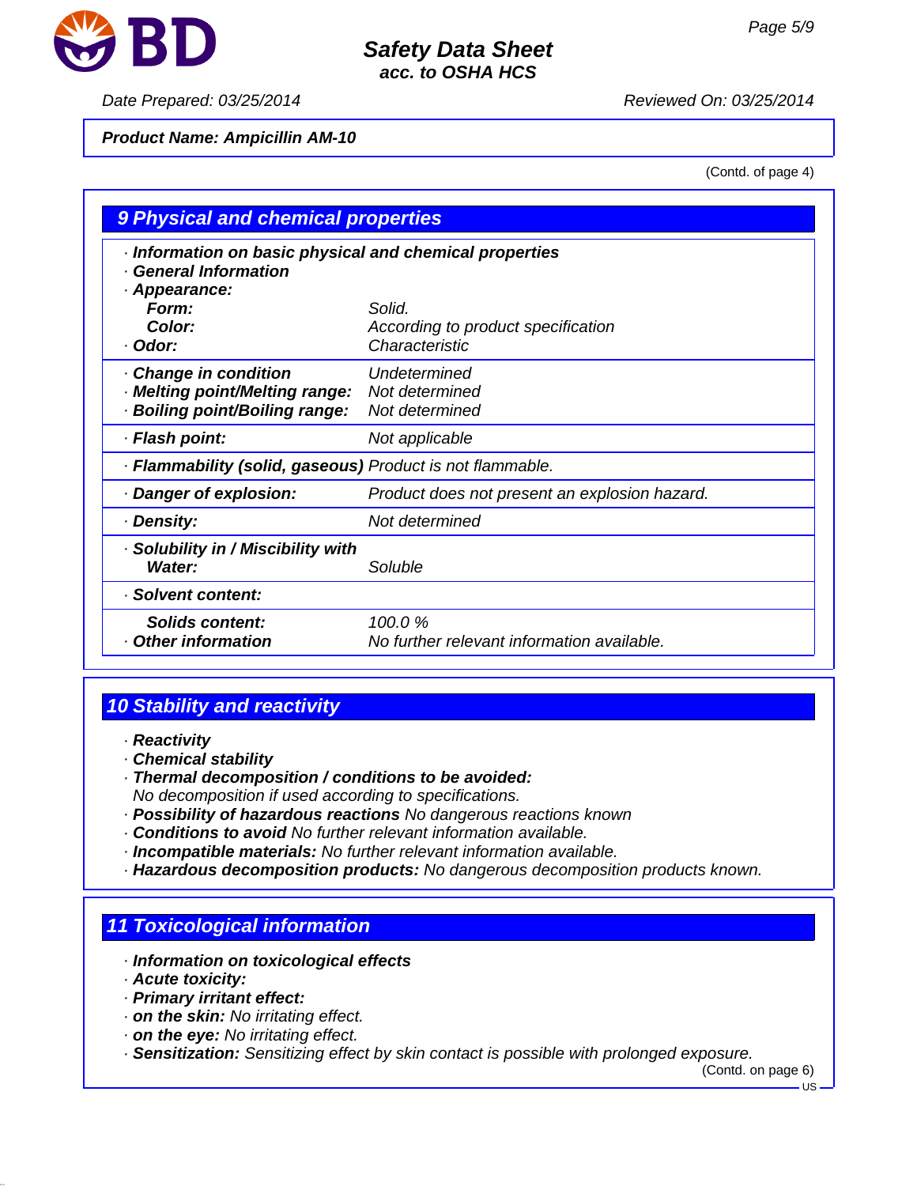Date Prepared: 03/25/2014 Reviewed On: 03/25/2014

**Product Name: Ampicillin AM-10**

(Contd. of page 4)

## 9 Physical and chemical properties

| | |
|---|---|
| · **Information on basic physical and chemical properties** | |
| · **General Information** | |
| · **Appearance:** | |
| **Form:** | Solid. |
| **Color:** | According to product specification |
| · **Odor:** | Characteristic |
| · **Change in condition** | Undetermined |
| · **Melting point/Melting range:** | Not determined |
| · **Boiling point/Boiling range:** | Not determined |
| · **Flash point:** | Not applicable |
| · **Flammability (solid, gaseous)** | Product is not flammable. |
| · **Danger of explosion:** | Product does not present an explosion hazard. |
| · **Density:** | Not determined |
| · **Solubility in / Miscibility with** | |
| **Water:** | Soluble |
| · **Solvent content:** | |
| **Solids content:** | 100.0 % |
| · **Other information** | No further relevant information available. |

## 10 Stability and reactivity

- · **Reactivity**
- · **Chemical stability**
- · **Thermal decomposition / conditions to be avoided:**
  No decomposition if used according to specifications.
- · **Possibility of hazardous reactions** No dangerous reactions known
- · **Conditions to avoid** No further relevant information available.
- · **Incompatible materials:** No further relevant information available.
- · **Hazardous decomposition products:** No dangerous decomposition products known.

## 11 Toxicological information

- · **Information on toxicological effects**
- · **Acute toxicity:**
- · **Primary irritant effect:**
- · **on the skin:** No irritating effect.
- · **on the eye:** No irritating effect.
- · **Sensitization:** Sensitizing effect by skin contact is possible with prolonged exposure.

(Contd. on page 6)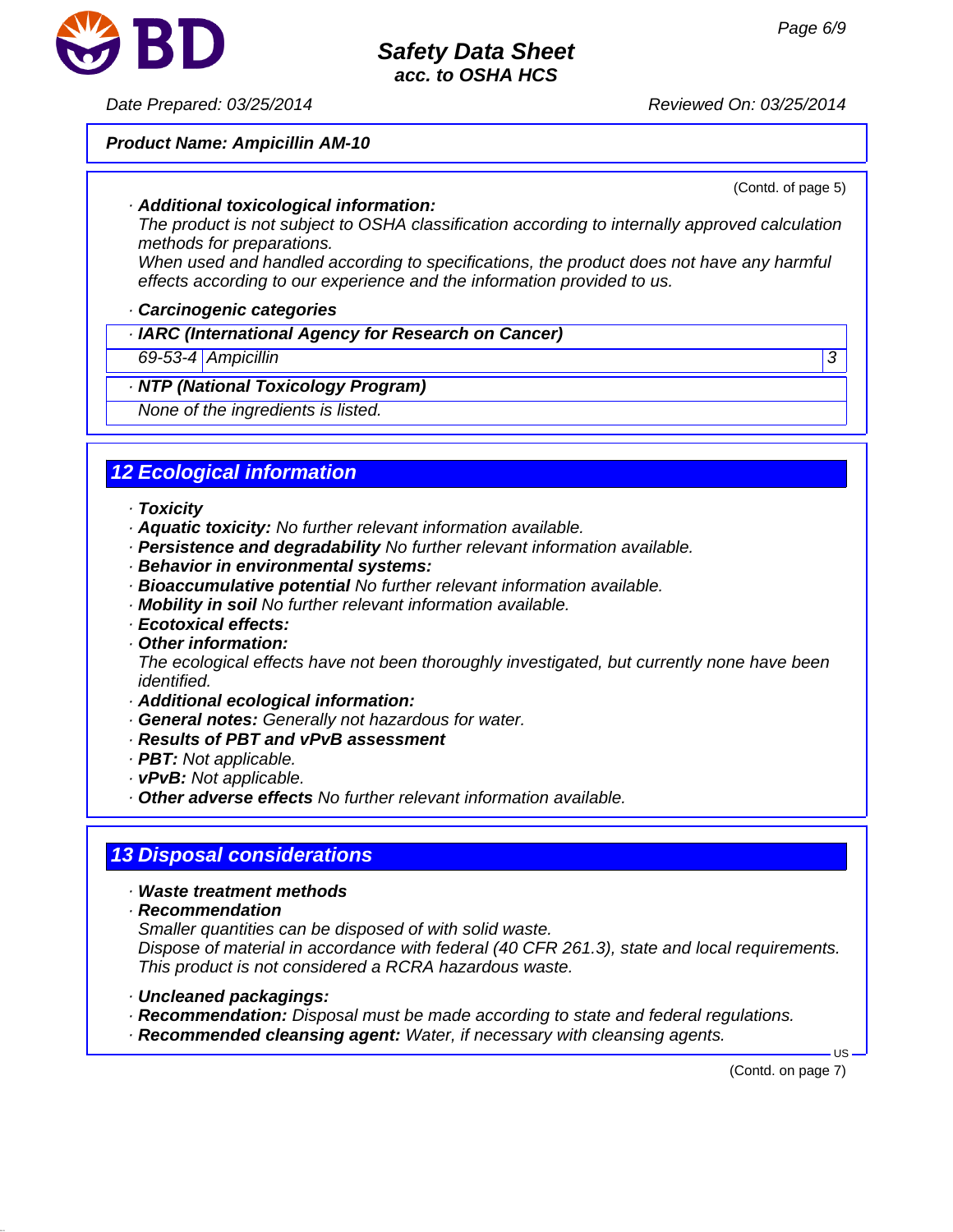**Product Name: Ampicillin AM-10**

(Contd. of page 5)

· ***Additional toxicological information:***
*The product is not subject to OSHA classification according to internally approved calculation methods for preparations.*
*When used and handled according to specifications, the product does not have any harmful effects according to our experience and the information provided to us.*

· ***Carcinogenic categories***

| · ***IARC (International Agency for Research on Cancer)*** | | |
|---|---|---|
| *69-53-4* | *Ampicillin* | *3* |

| · ***NTP (National Toxicology Program)*** |
|---|
| *None of the ingredients is listed.* |

## *12 Ecological information*

· ***Toxicity***
· ***Aquatic toxicity:*** *No further relevant information available.*
· ***Persistence and degradability*** *No further relevant information available.*
· ***Behavior in environmental systems:***
· ***Bioaccumulative potential*** *No further relevant information available.*
· ***Mobility in soil*** *No further relevant information available.*
· ***Ecotoxical effects:***
· ***Other information:***
*The ecological effects have not been thoroughly investigated, but currently none have been identified.*
· ***Additional ecological information:***
· ***General notes:*** *Generally not hazardous for water.*
· ***Results of PBT and vPvB assessment***
· ***PBT:*** *Not applicable.*
· ***vPvB:*** *Not applicable.*
· ***Other adverse effects*** *No further relevant information available.*

## *13 Disposal considerations*

· ***Waste treatment methods***
· ***Recommendation***
*Smaller quantities can be disposed of with solid waste.*
*Dispose of material in accordance with federal (40 CFR 261.3), state and local requirements.*
*This product is not considered a RCRA hazardous waste.*

· ***Uncleaned packagings:***
· ***Recommendation:*** *Disposal must be made according to state and federal regulations.*
· ***Recommended cleansing agent:*** *Water, if necessary with cleansing agents.*

(Contd. on page 7)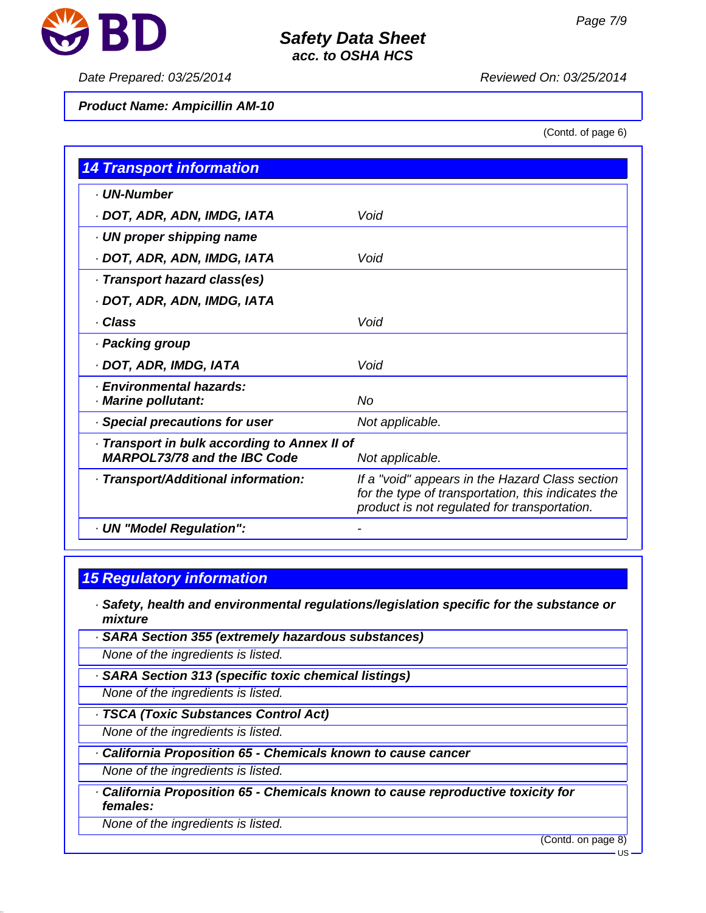Product Name: Ampicillin AM-10

(Contd. of page 6)

## 14 Transport information

| | |
|---|---|
| · **UN-Number** | |
| · **DOT, ADR, ADN, IMDG, IATA** | Void |
| · **UN proper shipping name** | |
| · **DOT, ADR, ADN, IMDG, IATA** | Void |
| · **Transport hazard class(es)** | |
| · **DOT, ADR, ADN, IMDG, IATA** | |
| · **Class** | Void |
| · **Packing group** | |
| · **DOT, ADR, IMDG, IATA** | Void |
| · **Environmental hazards:** · **Marine pollutant:** | No |
| · **Special precautions for user** | Not applicable. |
| · **Transport in bulk according to Annex II of MARPOL73/78 and the IBC Code** | Not applicable. |
| · **Transport/Additional information:** | If a "void" appears in the Hazard Class section for the type of transportation, this indicates the product is not regulated for transportation. |
| · **UN "Model Regulation":** | - |

## 15 Regulatory information

· **Safety, health and environmental regulations/legislation specific for the substance or mixture**

· **SARA Section 355 (extremely hazardous substances)**

None of the ingredients is listed.

· **SARA Section 313 (specific toxic chemical listings)**

None of the ingredients is listed.

· **TSCA (Toxic Substances Control Act)**

None of the ingredients is listed.

· **California Proposition 65 - Chemicals known to cause cancer**

None of the ingredients is listed.

· **California Proposition 65 - Chemicals known to cause reproductive toxicity for females:**

None of the ingredients is listed.

(Contd. on page 8)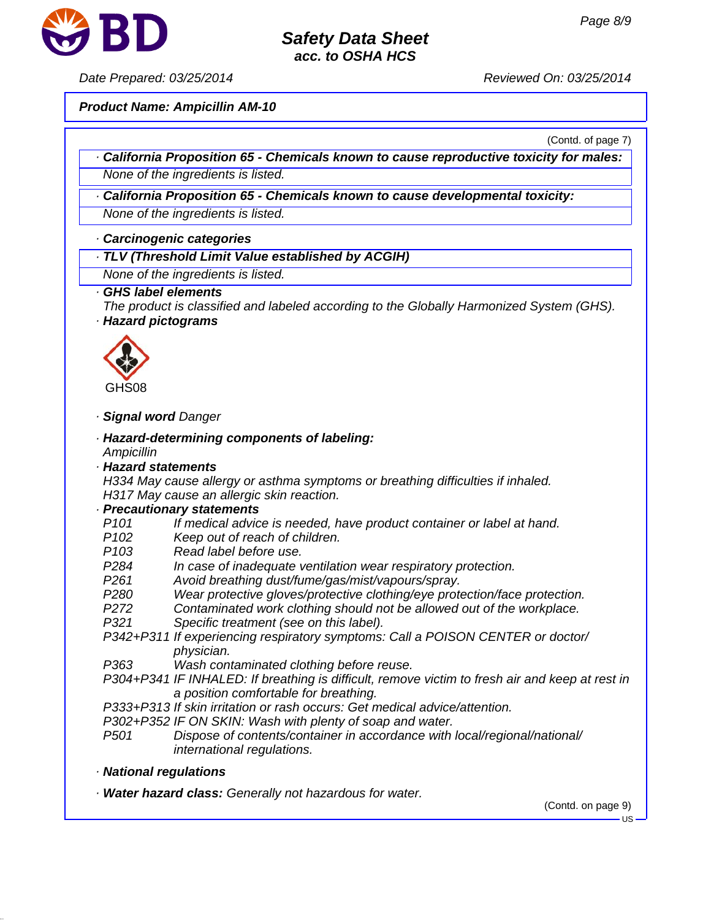**Product Name: Ampicillin AM-10**

(Contd. of page 7)

· **California Proposition 65 - Chemicals known to cause reproductive toxicity for males:**

None of the ingredients is listed.

· **California Proposition 65 - Chemicals known to cause developmental toxicity:**

None of the ingredients is listed.

· **Carcinogenic categories**

· **TLV (Threshold Limit Value established by ACGIH)**

None of the ingredients is listed.

· **GHS label elements**

The product is classified and labeled according to the Globally Harmonized System (GHS).

· **Hazard pictograms**

GHS08

· **Signal word** Danger

· **Hazard-determining components of labeling:**

Ampicillin

· **Hazard statements**

H334 May cause allergy or asthma symptoms or breathing difficulties if inhaled.
H317 May cause an allergic skin reaction.

· **Precautionary statements**

P101 If medical advice is needed, have product container or label at hand.
P102 Keep out of reach of children.
P103 Read label before use.
P284 In case of inadequate ventilation wear respiratory protection.
P261 Avoid breathing dust/fume/gas/mist/vapours/spray.
P280 Wear protective gloves/protective clothing/eye protection/face protection.
P272 Contaminated work clothing should not be allowed out of the workplace.
P321 Specific treatment (see on this label).
P342+P311 If experiencing respiratory symptoms: Call a POISON CENTER or doctor/physician.
P363 Wash contaminated clothing before reuse.
P304+P341 IF INHALED: If breathing is difficult, remove victim to fresh air and keep at rest in a position comfortable for breathing.
P333+P313 If skin irritation or rash occurs: Get medical advice/attention.
P302+P352 IF ON SKIN: Wash with plenty of soap and water.
P501 Dispose of contents/container in accordance with local/regional/national/international regulations.

· **National regulations**

· **Water hazard class:** Generally not hazardous for water.

(Contd. on page 9)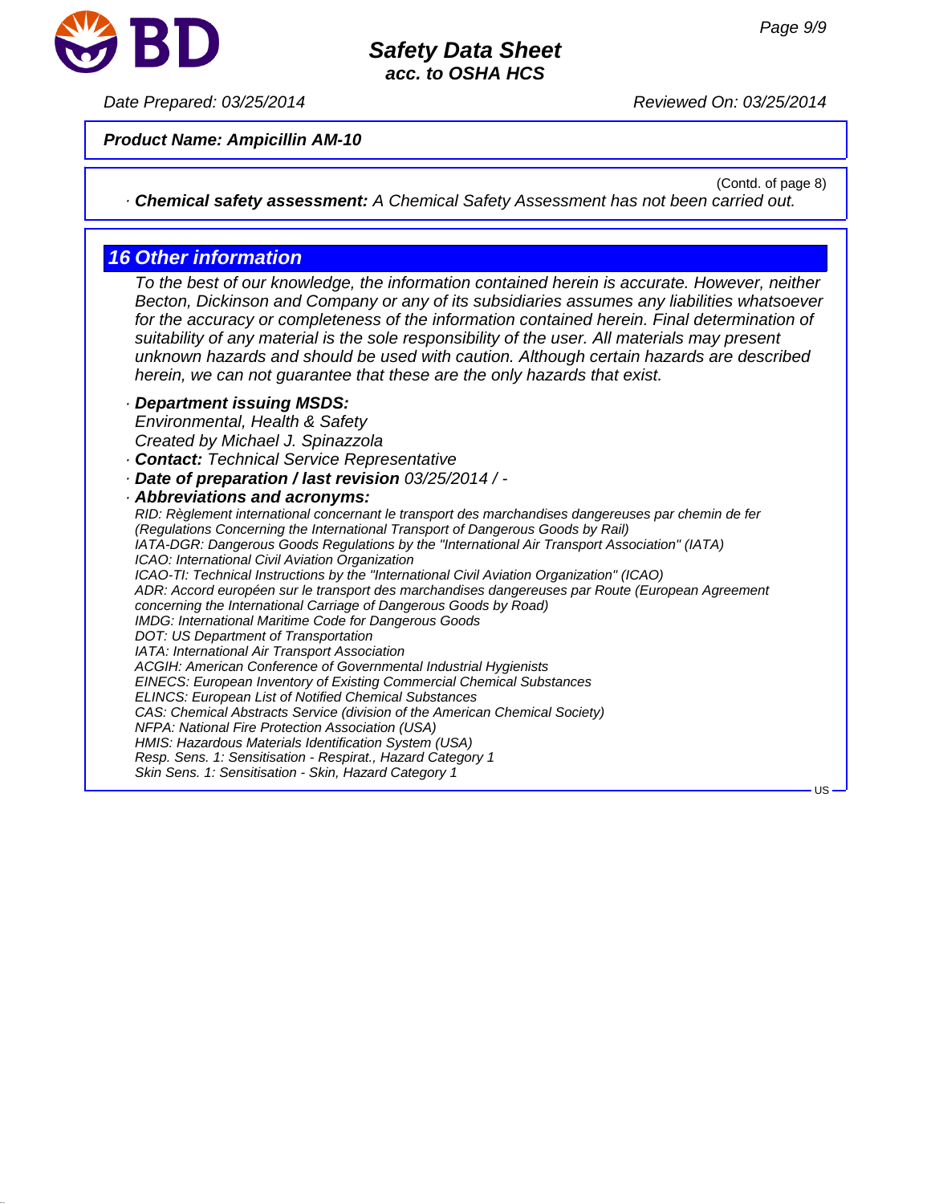**Product Name: Ampicillin AM-10**

(Contd. of page 8)

· ***Chemical safety assessment:*** *A Chemical Safety Assessment has not been carried out.*

## *16 Other information*

*To the best of our knowledge, the information contained herein is accurate. However, neither Becton, Dickinson and Company or any of its subsidiaries assumes any liabilities whatsoever for the accuracy or completeness of the information contained herein. Final determination of suitability of any material is the sole responsibility of the user. All materials may present unknown hazards and should be used with caution. Although certain hazards are described herein, we can not guarantee that these are the only hazards that exist.*

· ***Department issuing MSDS:***
*Environmental, Health & Safety*
*Created by Michael J. Spinazzola*

· ***Contact:*** *Technical Service Representative*

· ***Date of preparation / last revision*** *03/25/2014 / -*

· ***Abbreviations and acronyms:***
*RID: Règlement international concernant le transport des marchandises dangereuses par chemin de fer (Regulations Concerning the International Transport of Dangerous Goods by Rail)*
*IATA-DGR: Dangerous Goods Regulations by the "International Air Transport Association" (IATA)*
*ICAO: International Civil Aviation Organization*
*ICAO-TI: Technical Instructions by the "International Civil Aviation Organization" (ICAO)*
*ADR: Accord européen sur le transport des marchandises dangereuses par Route (European Agreement concerning the International Carriage of Dangerous Goods by Road)*
*IMDG: International Maritime Code for Dangerous Goods*
*DOT: US Department of Transportation*
*IATA: International Air Transport Association*
*ACGIH: American Conference of Governmental Industrial Hygienists*
*EINECS: European Inventory of Existing Commercial Chemical Substances*
*ELINCS: European List of Notified Chemical Substances*
*CAS: Chemical Abstracts Service (division of the American Chemical Society)*
*NFPA: National Fire Protection Association (USA)*
*HMIS: Hazardous Materials Identification System (USA)*
*Resp. Sens. 1: Sensitisation - Respirat., Hazard Category 1*
*Skin Sens. 1: Sensitisation - Skin, Hazard Category 1*